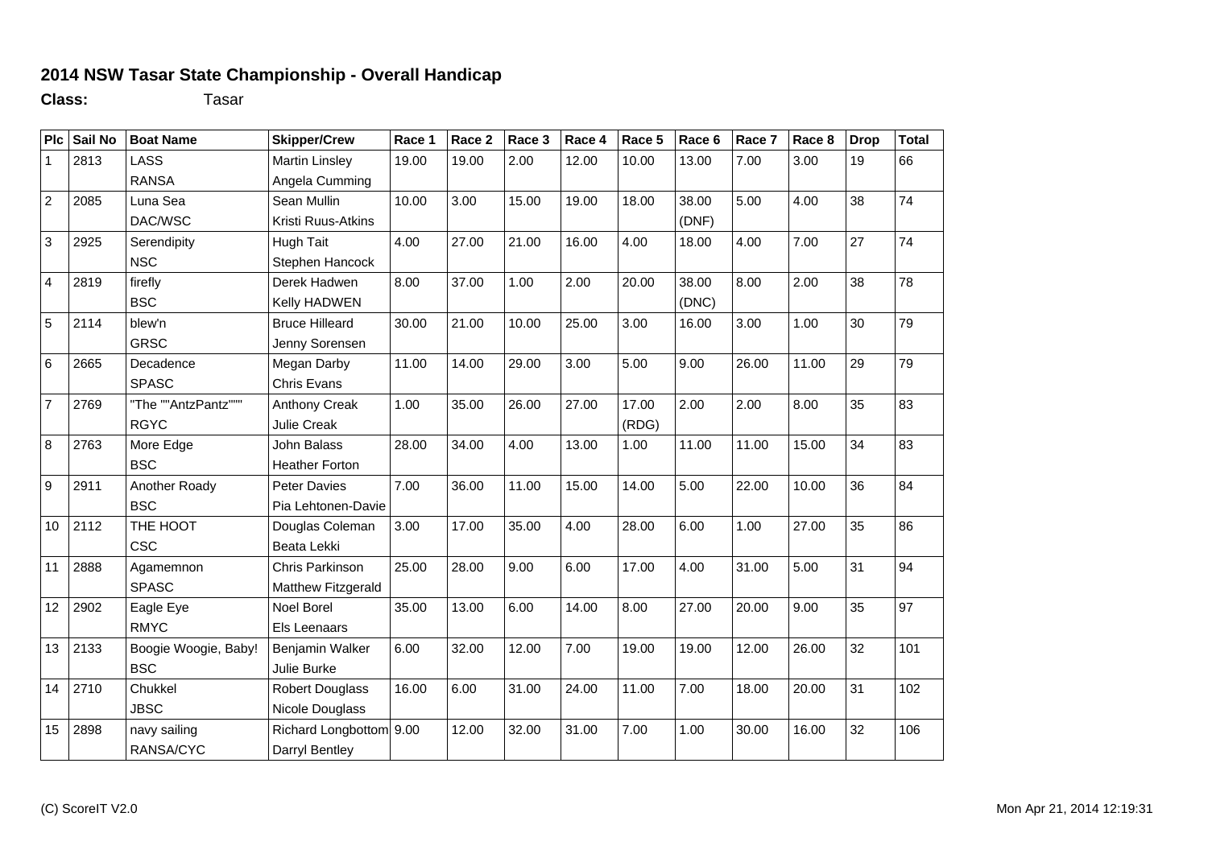## 2014 NSW Tasar State Championship - Overall Handicap

**Class:** Tasar

| Plc | Sail No | Boat Name | Skipper/Crew | Race 1 | Race 2 | Race 3 | Race 4 | Race 5 | Race 6 | Race 7 | Race 8 | Drop | Total |
|---|---|---|---|---|---|---|---|---|---|---|---|---|---|
| 1 | 2813 | LASS | Martin Linsley | 19.00 | 19.00 | 2.00 | 12.00 | 10.00 | 13.00 | 7.00 | 3.00 | 19 | 66 |
| | | RANSA | Angela Cumming | | | | | | | | | | |
| 2 | 2085 | Luna Sea | Sean Mullin | 10.00 | 3.00 | 15.00 | 19.00 | 18.00 | 38.00 | 5.00 | 4.00 | 38 | 74 |
| | | DAC/WSC | Kristi Ruus-Atkins | | | | | | (DNF) | | | | |
| 3 | 2925 | Serendipity | Hugh Tait | 4.00 | 27.00 | 21.00 | 16.00 | 4.00 | 18.00 | 4.00 | 7.00 | 27 | 74 |
| | | NSC | Stephen Hancock | | | | | | | | | | |
| 4 | 2819 | firefly | Derek Hadwen | 8.00 | 37.00 | 1.00 | 2.00 | 20.00 | 38.00 | 8.00 | 2.00 | 38 | 78 |
| | | BSC | Kelly HADWEN | | | | | | (DNC) | | | | |
| 5 | 2114 | blew'n | Bruce Hilleard | 30.00 | 21.00 | 10.00 | 25.00 | 3.00 | 16.00 | 3.00 | 1.00 | 30 | 79 |
| | | GRSC | Jenny Sorensen | | | | | | | | | | |
| 6 | 2665 | Decadence | Megan Darby | 11.00 | 14.00 | 29.00 | 3.00 | 5.00 | 9.00 | 26.00 | 11.00 | 29 | 79 |
| | | SPASC | Chris Evans | | | | | | | | | | |
| 7 | 2769 | "The ""AntzPantz""" | Anthony Creak | 1.00 | 35.00 | 26.00 | 27.00 | 17.00 | 2.00 | 2.00 | 8.00 | 35 | 83 |
| | | RGYC | Julie Creak | | | | | (RDG) | | | | | |
| 8 | 2763 | More Edge | John Balass | 28.00 | 34.00 | 4.00 | 13.00 | 1.00 | 11.00 | 11.00 | 15.00 | 34 | 83 |
| | | BSC | Heather Forton | | | | | | | | | | |
| 9 | 2911 | Another Roady | Peter Davies | 7.00 | 36.00 | 11.00 | 15.00 | 14.00 | 5.00 | 22.00 | 10.00 | 36 | 84 |
| | | BSC | Pia Lehtonen-Davie | | | | | | | | | | |
| 10 | 2112 | THE HOOT | Douglas Coleman | 3.00 | 17.00 | 35.00 | 4.00 | 28.00 | 6.00 | 1.00 | 27.00 | 35 | 86 |
| | | CSC | Beata Lekki | | | | | | | | | | |
| 11 | 2888 | Agamemnon | Chris Parkinson | 25.00 | 28.00 | 9.00 | 6.00 | 17.00 | 4.00 | 31.00 | 5.00 | 31 | 94 |
| | | SPASC | Matthew Fitzgerald | | | | | | | | | | |
| 12 | 2902 | Eagle Eye | Noel Borel | 35.00 | 13.00 | 6.00 | 14.00 | 8.00 | 27.00 | 20.00 | 9.00 | 35 | 97 |
| | | RMYC | Els Leenaars | | | | | | | | | | |
| 13 | 2133 | Boogie Woogie, Baby! | Benjamin Walker | 6.00 | 32.00 | 12.00 | 7.00 | 19.00 | 19.00 | 12.00 | 26.00 | 32 | 101 |
| | | BSC | Julie Burke | | | | | | | | | | |
| 14 | 2710 | Chukkel | Robert Douglass | 16.00 | 6.00 | 31.00 | 24.00 | 11.00 | 7.00 | 18.00 | 20.00 | 31 | 102 |
| | | JBSC | Nicole Douglass | | | | | | | | | | |
| 15 | 2898 | navy sailing | Richard Longbottom | 9.00 | 12.00 | 32.00 | 31.00 | 7.00 | 1.00 | 30.00 | 16.00 | 32 | 106 |
| | | RANSA/CYC | Darryl Bentley | | | | | | | | | | |

(C) ScoreIT V2.0 Mon Apr 21, 2014 12:19:31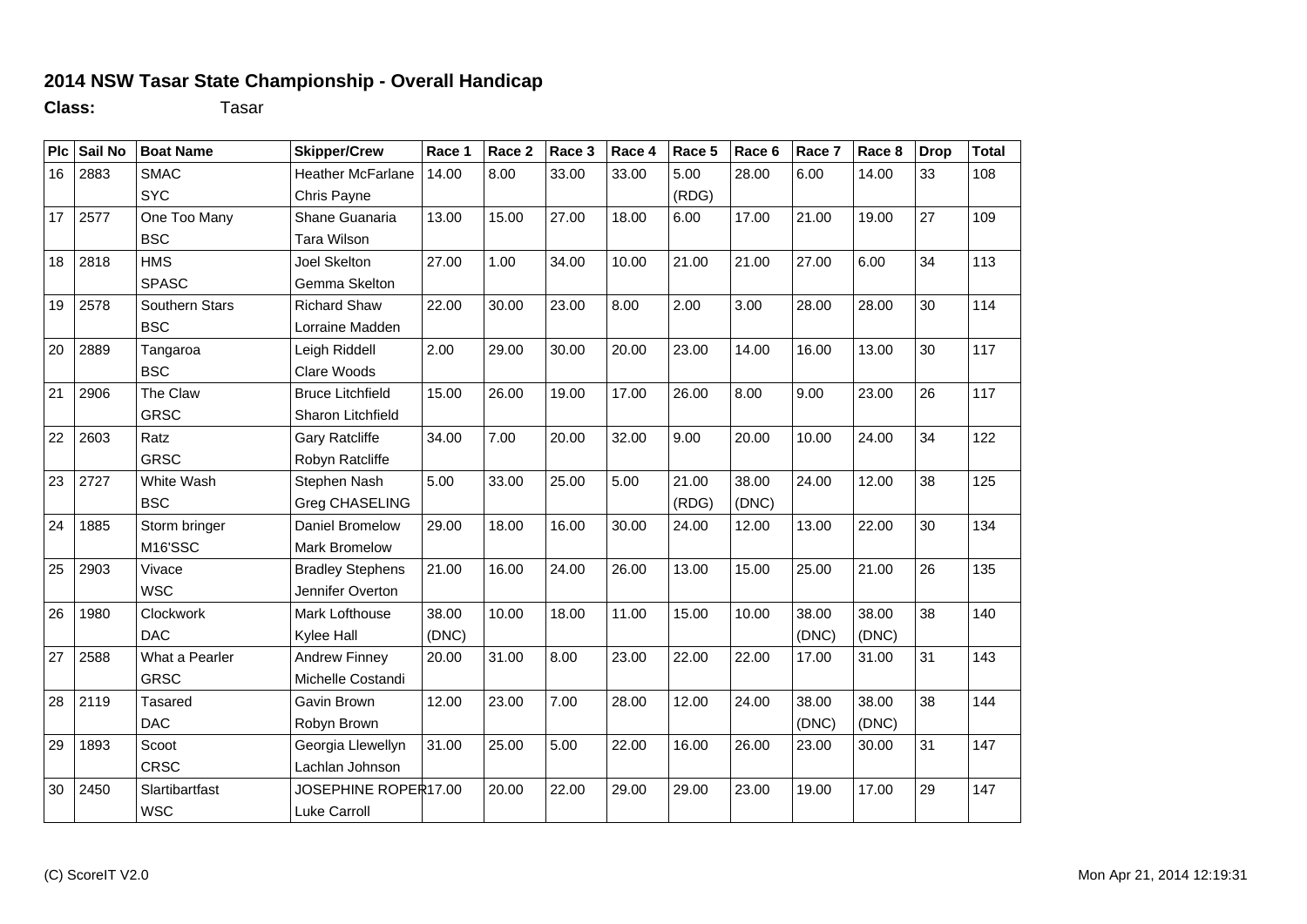## 2014 NSW Tasar State Championship - Overall Handicap

**Class:** Tasar

| Plc | Sail No | Boat Name | Skipper/Crew | Race 1 | Race 2 | Race 3 | Race 4 | Race 5 | Race 6 | Race 7 | Race 8 | Drop | Total |
|---|---|---|---|---|---|---|---|---|---|---|---|---|---|
| 16 | 2883 | SMAC | Heather McFarlane | 14.00 | 8.00 | 33.00 | 33.00 | 5.00 | 28.00 | 6.00 | 14.00 | 33 | 108 |
| | | SYC | Chris Payne | | | | | (RDG) | | | | | |
| 17 | 2577 | One Too Many | Shane Guanaria | 13.00 | 15.00 | 27.00 | 18.00 | 6.00 | 17.00 | 21.00 | 19.00 | 27 | 109 |
| | | BSC | Tara Wilson | | | | | | | | | | |
| 18 | 2818 | HMS | Joel Skelton | 27.00 | 1.00 | 34.00 | 10.00 | 21.00 | 21.00 | 27.00 | 6.00 | 34 | 113 |
| | | SPASC | Gemma Skelton | | | | | | | | | | |
| 19 | 2578 | Southern Stars | Richard Shaw | 22.00 | 30.00 | 23.00 | 8.00 | 2.00 | 3.00 | 28.00 | 28.00 | 30 | 114 |
| | | BSC | Lorraine Madden | | | | | | | | | | |
| 20 | 2889 | Tangaroa | Leigh Riddell | 2.00 | 29.00 | 30.00 | 20.00 | 23.00 | 14.00 | 16.00 | 13.00 | 30 | 117 |
| | | BSC | Clare Woods | | | | | | | | | | |
| 21 | 2906 | The Claw | Bruce Litchfield | 15.00 | 26.00 | 19.00 | 17.00 | 26.00 | 8.00 | 9.00 | 23.00 | 26 | 117 |
| | | GRSC | Sharon Litchfield | | | | | | | | | | |
| 22 | 2603 | Ratz | Gary Ratcliffe | 34.00 | 7.00 | 20.00 | 32.00 | 9.00 | 20.00 | 10.00 | 24.00 | 34 | 122 |
| | | GRSC | Robyn Ratcliffe | | | | | | | | | | |
| 23 | 2727 | White Wash | Stephen Nash | 5.00 | 33.00 | 25.00 | 5.00 | 21.00 | 38.00 | 24.00 | 12.00 | 38 | 125 |
| | | BSC | Greg CHASELING | | | | | (RDG) | (DNC) | | | | |
| 24 | 1885 | Storm bringer | Daniel Bromelow | 29.00 | 18.00 | 16.00 | 30.00 | 24.00 | 12.00 | 13.00 | 22.00 | 30 | 134 |
| | | M16'SSC | Mark Bromelow | | | | | | | | | | |
| 25 | 2903 | Vivace | Bradley Stephens | 21.00 | 16.00 | 24.00 | 26.00 | 13.00 | 15.00 | 25.00 | 21.00 | 26 | 135 |
| | | WSC | Jennifer Overton | | | | | | | | | | |
| 26 | 1980 | Clockwork | Mark Lofthouse | 38.00 | 10.00 | 18.00 | 11.00 | 15.00 | 10.00 | 38.00 | 38.00 | 38 | 140 |
| | | DAC | Kylee Hall | (DNC) | | | | | | (DNC) | (DNC) | | |
| 27 | 2588 | What a Pearler | Andrew Finney | 20.00 | 31.00 | 8.00 | 23.00 | 22.00 | 22.00 | 17.00 | 31.00 | 31 | 143 |
| | | GRSC | Michelle Costandi | | | | | | | | | | |
| 28 | 2119 | Tasared | Gavin Brown | 12.00 | 23.00 | 7.00 | 28.00 | 12.00 | 24.00 | 38.00 | 38.00 | 38 | 144 |
| | | DAC | Robyn Brown | | | | | | | (DNC) | (DNC) | | |
| 29 | 1893 | Scoot | Georgia Llewellyn | 31.00 | 25.00 | 5.00 | 22.00 | 16.00 | 26.00 | 23.00 | 30.00 | 31 | 147 |
| | | CRSC | Lachlan Johnson | | | | | | | | | | |
| 30 | 2450 | Slartibartfast | JOSEPHINE ROPER | 17.00 | 20.00 | 22.00 | 29.00 | 29.00 | 23.00 | 19.00 | 17.00 | 29 | 147 |
| | | WSC | Luke Carroll | | | | | | | | | | |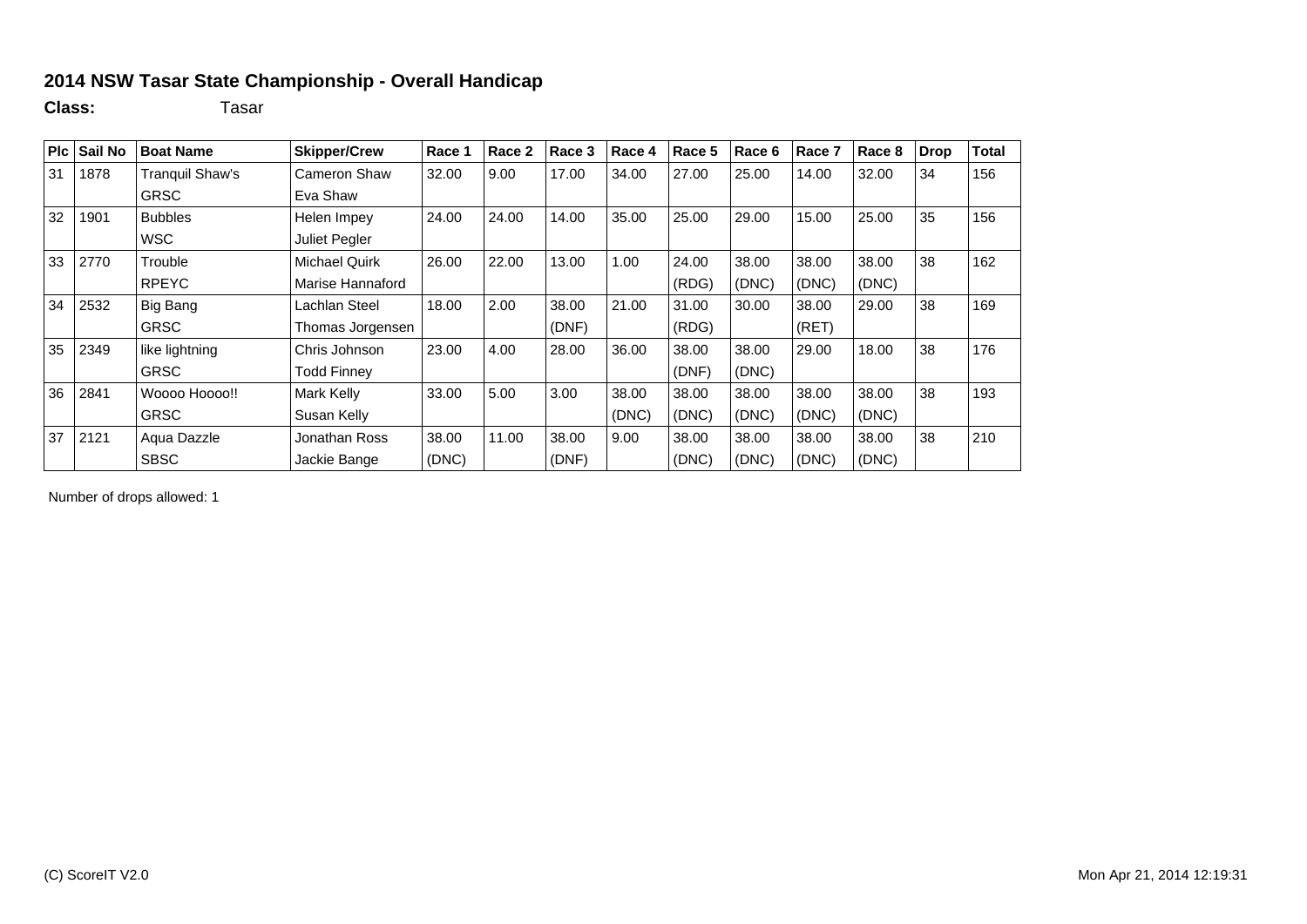## 2014 NSW Tasar State Championship - Overall Handicap

**Class:** Tasar

| Plc | Sail No | Boat Name | Skipper/Crew | Race 1 | Race 2 | Race 3 | Race 4 | Race 5 | Race 6 | Race 7 | Race 8 | Drop | Total |
|---|---|---|---|---|---|---|---|---|---|---|---|---|---|
| 31 | 1878 | Tranquil Shaw's<br>GRSC | Cameron Shaw<br>Eva Shaw | 32.00 | 9.00 | 17.00 | 34.00 | 27.00 | 25.00 | 14.00 | 32.00 | 34 | 156 |
| 32 | 1901 | Bubbles<br>WSC | Helen Impey<br>Juliet Pegler | 24.00 | 24.00 | 14.00 | 35.00 | 25.00 | 29.00 | 15.00 | 25.00 | 35 | 156 |
| 33 | 2770 | Trouble<br>RPEYC | Michael Quirk<br>Marise Hannaford | 26.00 | 22.00 | 13.00 | 1.00 | 24.00<br>(RDG) | 38.00<br>(DNC) | 38.00<br>(DNC) | 38.00<br>(DNC) | 38 | 162 |
| 34 | 2532 | Big Bang<br>GRSC | Lachlan Steel<br>Thomas Jorgensen | 18.00 | 2.00 | 38.00<br>(DNF) | 21.00 | 31.00<br>(RDG) | 30.00 | 38.00<br>(RET) | 29.00 | 38 | 169 |
| 35 | 2349 | like lightning<br>GRSC | Chris Johnson<br>Todd Finney | 23.00 | 4.00 | 28.00 | 36.00 | 38.00<br>(DNF) | 38.00<br>(DNC) | 29.00 | 18.00 | 38 | 176 |
| 36 | 2841 | Woooo Hoooo!!<br>GRSC | Mark Kelly<br>Susan Kelly | 33.00 | 5.00 | 3.00 | 38.00<br>(DNC) | 38.00<br>(DNC) | 38.00<br>(DNC) | 38.00<br>(DNC) | 38.00<br>(DNC) | 38 | 193 |
| 37 | 2121 | Aqua Dazzle<br>SBSC | Jonathan Ross<br>Jackie Bange | 38.00<br>(DNC) | 11.00 | 38.00<br>(DNF) | 9.00 | 38.00<br>(DNC) | 38.00<br>(DNC) | 38.00<br>(DNC) | 38.00<br>(DNC) | 38 | 210 |

Number of drops allowed: 1

(C) ScoreIT V2.0

Mon Apr 21, 2014 12:19:31